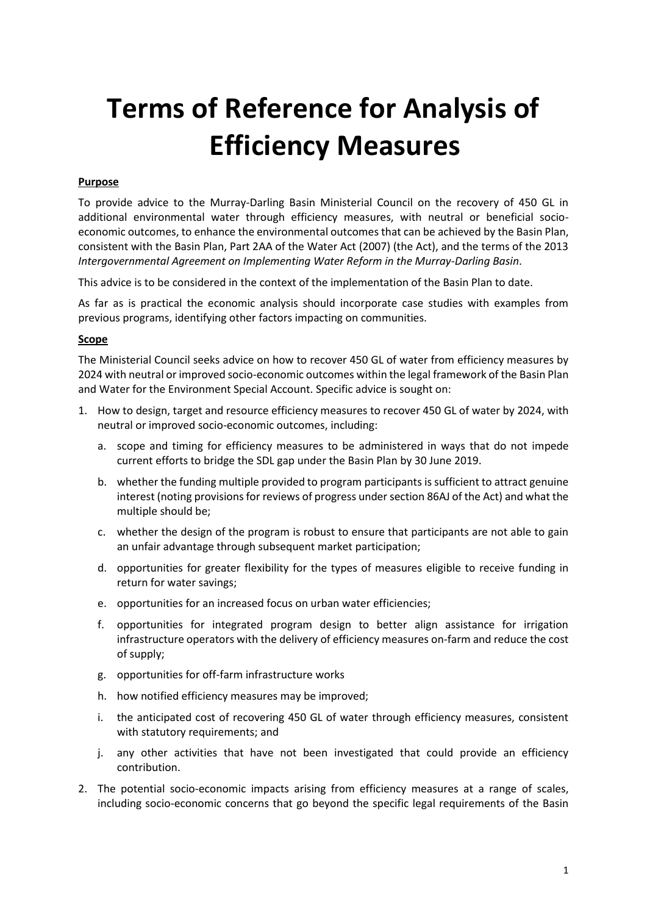# Terms of Reference for Analysis of Efficiency Measures

**Purpose**

To provide advice to the Murray-Darling Basin Ministerial Council on the recovery of 450 GL in additional environmental water through efficiency measures, with neutral or beneficial socio-economic outcomes, to enhance the environmental outcomes that can be achieved by the Basin Plan, consistent with the Basin Plan, Part 2AA of the Water Act (2007) (the Act), and the terms of the 2013 *Intergovernmental Agreement on Implementing Water Reform in the Murray-Darling Basin*.

This advice is to be considered in the context of the implementation of the Basin Plan to date.

As far as is practical the economic analysis should incorporate case studies with examples from previous programs, identifying other factors impacting on communities.

**Scope**

The Ministerial Council seeks advice on how to recover 450 GL of water from efficiency measures by 2024 with neutral or improved socio-economic outcomes within the legal framework of the Basin Plan and Water for the Environment Special Account. Specific advice is sought on:

1. How to design, target and resource efficiency measures to recover 450 GL of water by 2024, with neutral or improved socio-economic outcomes, including:
   a. scope and timing for efficiency measures to be administered in ways that do not impede current efforts to bridge the SDL gap under the Basin Plan by 30 June 2019.
   b. whether the funding multiple provided to program participants is sufficient to attract genuine interest (noting provisions for reviews of progress under section 86AJ of the Act) and what the multiple should be;
   c. whether the design of the program is robust to ensure that participants are not able to gain an unfair advantage through subsequent market participation;
   d. opportunities for greater flexibility for the types of measures eligible to receive funding in return for water savings;
   e. opportunities for an increased focus on urban water efficiencies;
   f. opportunities for integrated program design to better align assistance for irrigation infrastructure operators with the delivery of efficiency measures on-farm and reduce the cost of supply;
   g. opportunities for off-farm infrastructure works
   h. how notified efficiency measures may be improved;
   i. the anticipated cost of recovering 450 GL of water through efficiency measures, consistent with statutory requirements; and
   j. any other activities that have not been investigated that could provide an efficiency contribution.
2. The potential socio-economic impacts arising from efficiency measures at a range of scales, including socio-economic concerns that go beyond the specific legal requirements of the Basin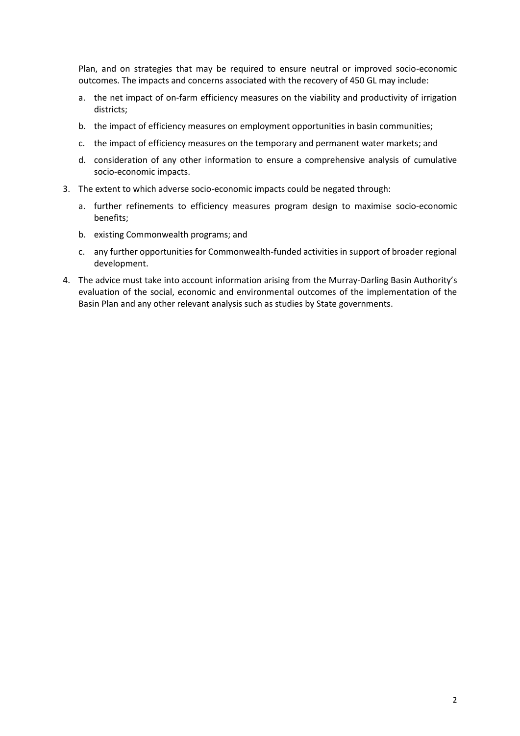Plan, and on strategies that may be required to ensure neutral or improved socio-economic outcomes. The impacts and concerns associated with the recovery of 450 GL may include:

a. the net impact of on-farm efficiency measures on the viability and productivity of irrigation districts;
b. the impact of efficiency measures on employment opportunities in basin communities;
c. the impact of efficiency measures on the temporary and permanent water markets; and
d. consideration of any other information to ensure a comprehensive analysis of cumulative socio-economic impacts.

3. The extent to which adverse socio-economic impacts could be negated through:
   a. further refinements to efficiency measures program design to maximise socio-economic benefits;
   b. existing Commonwealth programs; and
   c. any further opportunities for Commonwealth-funded activities in support of broader regional development.

4. The advice must take into account information arising from the Murray-Darling Basin Authority's evaluation of the social, economic and environmental outcomes of the implementation of the Basin Plan and any other relevant analysis such as studies by State governments.